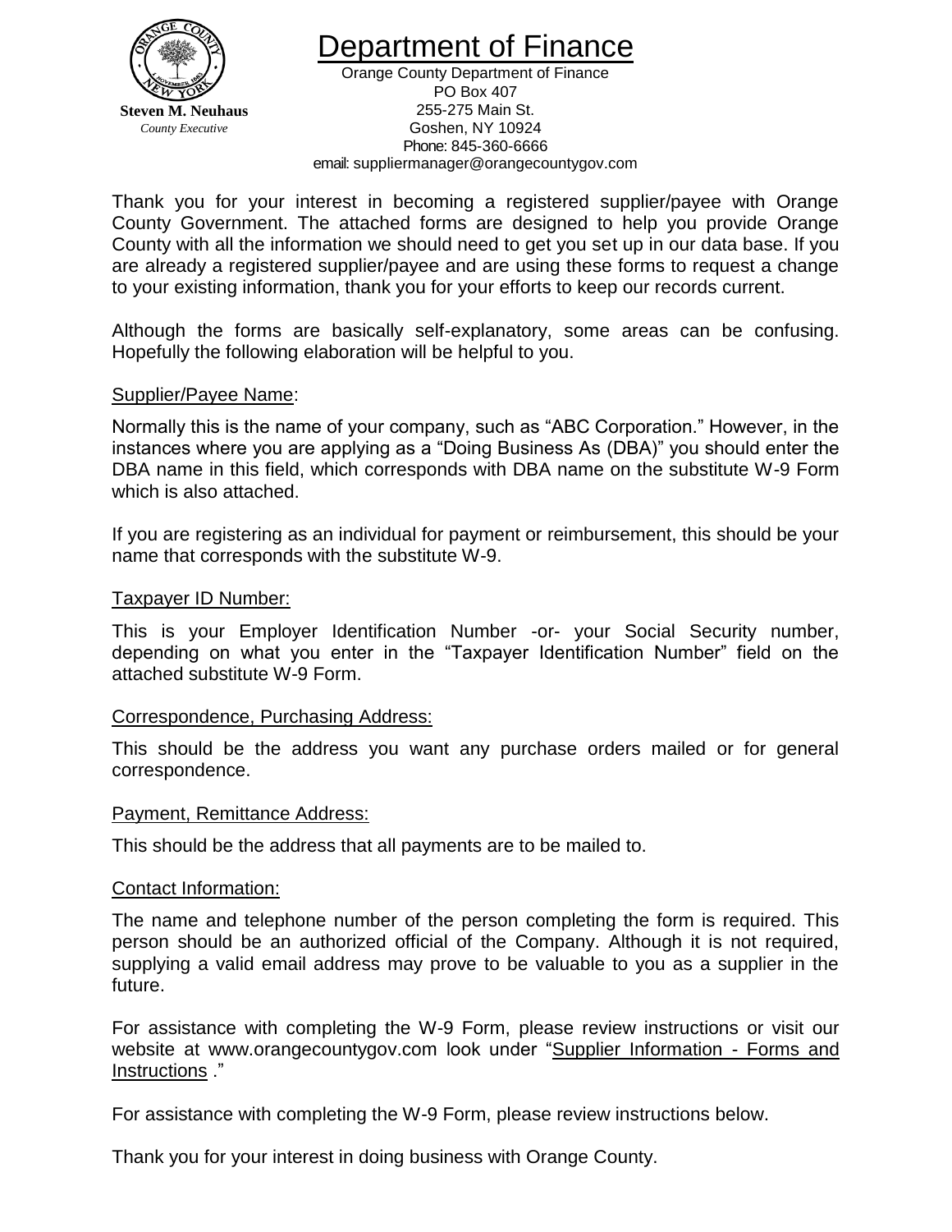**Steven M. Neuhaus**
*County Executive*

# Department of Finance

Orange County Department of Finance
PO Box 407
255-275 Main St.
Goshen, NY 10924
Phone: 845-360-6666
email: suppliermanager@orangecountygov.com

Thank you for your interest in becoming a registered supplier/payee with Orange County Government. The attached forms are designed to help you provide Orange County with all the information we should need to get you set up in our data base. If you are already a registered supplier/payee and are using these forms to request a change to your existing information, thank you for your efforts to keep our records current.

Although the forms are basically self-explanatory, some areas can be confusing. Hopefully the following elaboration will be helpful to you.

## Supplier/Payee Name:

Normally this is the name of your company, such as "ABC Corporation." However, in the instances where you are applying as a "Doing Business As (DBA)" you should enter the DBA name in this field, which corresponds with DBA name on the substitute W-9 Form which is also attached.

If you are registering as an individual for payment or reimbursement, this should be your name that corresponds with the substitute W-9.

## Taxpayer ID Number:

This is your Employer Identification Number -or- your Social Security number, depending on what you enter in the "Taxpayer Identification Number" field on the attached substitute W-9 Form.

## Correspondence, Purchasing Address:

This should be the address you want any purchase orders mailed or for general correspondence.

## Payment, Remittance Address:

This should be the address that all payments are to be mailed to.

## Contact Information:

The name and telephone number of the person completing the form is required. This person should be an authorized official of the Company. Although it is not required, supplying a valid email address may prove to be valuable to you as a supplier in the future.

For assistance with completing the W-9 Form, please review instructions or visit our website at www.orangecountygov.com look under "Supplier Information - Forms and Instructions ."

For assistance with completing the W-9 Form, please review instructions below.

Thank you for your interest in doing business with Orange County.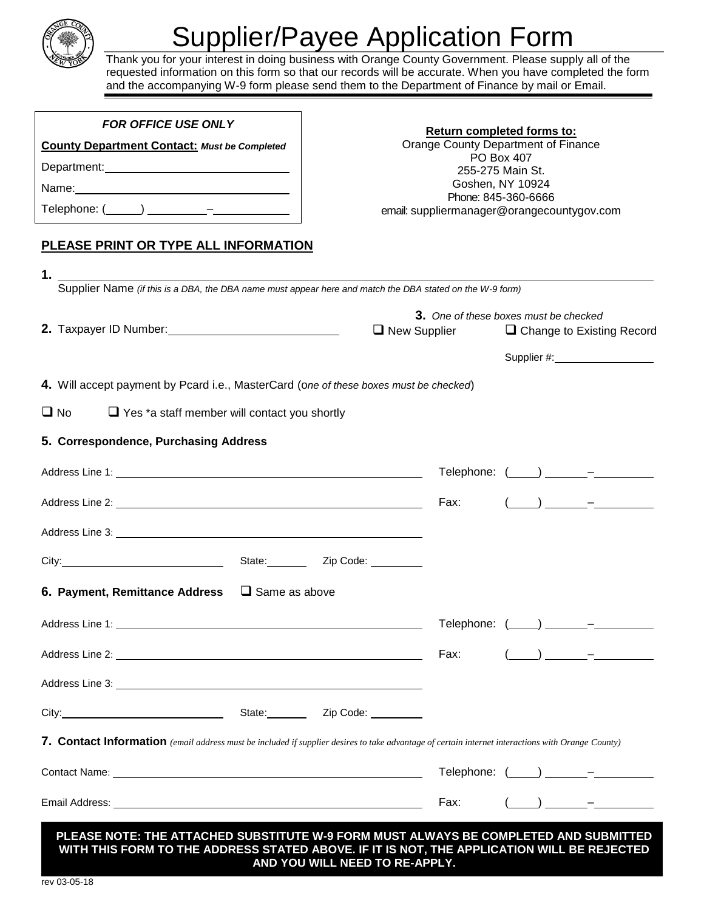# Supplier/Payee Application Form

Thank you for your interest in doing business with Orange County Government. Please supply all of the requested information on this form so that our records will be accurate. When you have completed the form and the accompanying W-9 form please send them to the Department of Finance by mail or Email.

*FOR OFFICE USE ONLY*

**County Department Contact:** ***Must be Completed***

Department: \_\_\_\_\_\_\_\_\_\_\_\_\_\_\_\_\_\_\_\_

Name: \_\_\_\_\_\_\_\_\_\_\_\_\_\_\_\_\_\_\_\_

Telephone: (\_\_\_\_\_) \_\_\_\_\_\_\_\_\_–\_\_\_\_\_\_\_\_\_\_

**Return completed forms to:**
Orange County Department of Finance
PO Box 407
255-275 Main St.
Goshen, NY 10924
Phone: 845-360-6666
email: suppliermanager@orangecountygov.com

**PLEASE PRINT OR TYPE ALL INFORMATION**

**1.** \_\_\_\_\_\_\_\_\_\_\_\_\_\_\_\_\_\_\_\_\_\_\_\_\_\_\_\_\_\_\_\_\_\_\_\_\_\_\_\_
Supplier Name *(if this is a DBA, the DBA name must appear here and match the DBA stated on the W-9 form)*

**2.** Taxpayer ID Number: \_\_\_\_\_\_\_\_\_\_\_\_\_\_\_\_\_\_\_\_

**3.** *One of these boxes must be checked*
❑ New Supplier ❑ Change to Existing Record
Supplier #: \_\_\_\_\_\_\_\_\_\_\_\_\_\_\_\_

**4.** Will accept payment by Pcard i.e., MasterCard (*one of these boxes must be checked*)

❑ No ❑ Yes *a staff member will contact you shortly

**5. Correspondence, Purchasing Address**

Address Line 1: \_\_\_\_\_\_\_\_\_\_\_\_\_\_\_\_\_\_\_\_ Telephone: (\_\_\_\_) \_\_\_\_\_\_–\_\_\_\_\_\_\_\_

Address Line 2: \_\_\_\_\_\_\_\_\_\_\_\_\_\_\_\_\_\_\_\_ Fax: (\_\_\_\_) \_\_\_\_\_\_–\_\_\_\_\_\_\_\_

Address Line 3: \_\_\_\_\_\_\_\_\_\_\_\_\_\_\_\_\_\_\_\_

City: \_\_\_\_\_\_\_\_\_\_\_\_\_\_ State: \_\_\_\_\_\_ Zip Code: \_\_\_\_\_\_\_\_

**6. Payment, Remittance Address** ❑ Same as above

Address Line 1: \_\_\_\_\_\_\_\_\_\_\_\_\_\_\_\_\_\_\_\_ Telephone: (\_\_\_\_) \_\_\_\_\_\_–\_\_\_\_\_\_\_\_

Address Line 2: \_\_\_\_\_\_\_\_\_\_\_\_\_\_\_\_\_\_\_\_ Fax: (\_\_\_\_) \_\_\_\_\_\_–\_\_\_\_\_\_\_\_

Address Line 3: \_\_\_\_\_\_\_\_\_\_\_\_\_\_\_\_\_\_\_\_

City: \_\_\_\_\_\_\_\_\_\_\_\_\_\_ State: \_\_\_\_\_\_ Zip Code: \_\_\_\_\_\_\_\_

**7. Contact Information** *(email address must be included if supplier desires to take advantage of certain internet interactions with Orange County)*

Contact Name: \_\_\_\_\_\_\_\_\_\_\_\_\_\_\_\_\_\_\_\_ Telephone: (\_\_\_\_) \_\_\_\_\_\_–\_\_\_\_\_\_\_\_

Email Address: \_\_\_\_\_\_\_\_\_\_\_\_\_\_\_\_\_\_\_\_ Fax: (\_\_\_\_) \_\_\_\_\_\_–\_\_\_\_\_\_\_\_

**PLEASE NOTE: THE ATTACHED SUBSTITUTE W-9 FORM MUST ALWAYS BE COMPLETED AND SUBMITTED WITH THIS FORM TO THE ADDRESS STATED ABOVE. IF IT IS NOT, THE APPLICATION WILL BE REJECTED AND YOU WILL NEED TO RE-APPLY.**

rev 03-05-18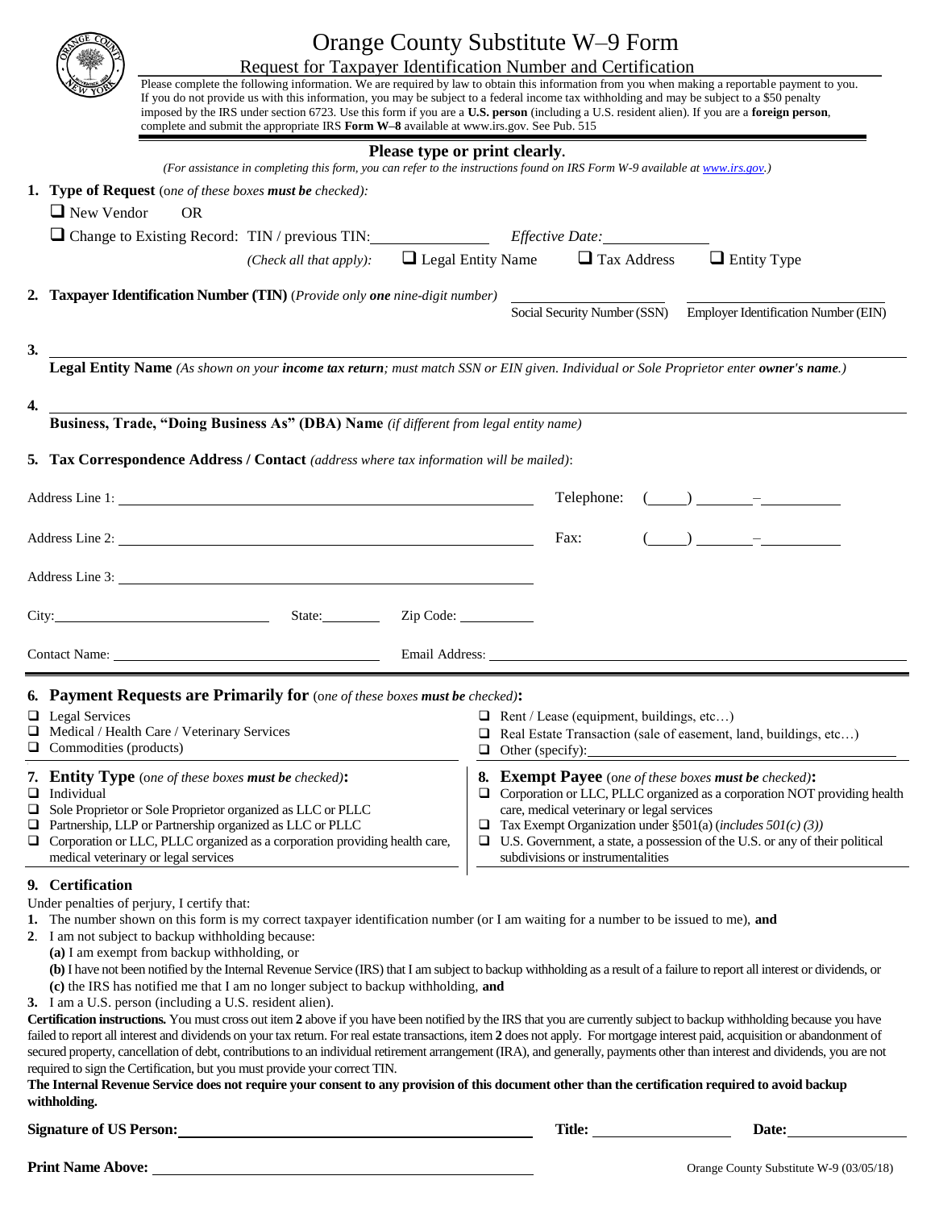# Orange County Substitute W–9 Form

## Request for Taxpayer Identification Number and Certification

Please complete the following information. We are required by law to obtain this information from you when making a reportable payment to you. If you do not provide us with this information, you may be subject to a federal income tax withholding and may be subject to a $50 penalty imposed by the IRS under section 6723. Use this form if you are a **U.S. person** (including a U.S. resident alien). If you are a **foreign person**, complete and submit the appropriate IRS **Form W–8** available at www.irs.gov. See Pub. 515

**Please type or print clearly.**

*(For assistance in completing this form, you can refer to the instructions found on IRS Form W-9 available at www.irs.gov.)*

**1. Type of Request** (*one of these boxes **must be** checked):*

☐ New Vendor OR

☐ Change to Existing Record: TIN / previous TIN:\_\_\_\_\_\_\_\_\_\_ *Effective Date:*\_\_\_\_\_\_\_\_\_\_

*(Check all that apply):* ☐ Legal Entity Name ☐ Tax Address ☐ Entity Type

**2. Taxpayer Identification Number (TIN)** (*Provide only **one** nine-digit number*) \_\_\_\_\_\_\_\_\_\_ Social Security Number (SSN) \_\_\_\_\_\_\_\_\_\_ Employer Identification Number (EIN)

**3.** \_\_\_\_\_\_\_\_\_\_\_\_\_\_\_\_\_\_\_\_

**Legal Entity Name** *(As shown on your **income tax return**; must match SSN or EIN given. Individual or Sole Proprietor enter **owner's name**.)*

**4.** \_\_\_\_\_\_\_\_\_\_\_\_\_\_\_\_\_\_\_\_

**Business, Trade, "Doing Business As" (DBA) Name** *(if different from legal entity name)*

**5. Tax Correspondence Address / Contact** *(address where tax information will be mailed)*:

Address Line 1: \_\_\_\_\_\_\_\_\_\_\_\_\_\_\_\_\_\_\_\_ Telephone: (\_\_\_\_) \_\_\_\_\_–\_\_\_\_\_\_

Address Line 2: \_\_\_\_\_\_\_\_\_\_\_\_\_\_\_\_\_\_\_\_ Fax: (\_\_\_\_) \_\_\_\_\_–\_\_\_\_\_\_

Address Line 3: \_\_\_\_\_\_\_\_\_\_\_\_\_\_\_\_\_\_\_\_

City: \_\_\_\_\_\_\_\_\_\_ State: \_\_\_\_\_ Zip Code: \_\_\_\_\_\_

Contact Name: \_\_\_\_\_\_\_\_\_\_\_\_\_\_\_\_ Email Address: \_\_\_\_\_\_\_\_\_\_\_\_\_\_\_\_

**6. Payment Requests are Primarily for** (*one of these boxes **must be** checked)*:

☐ Legal Services
☐ Medical / Health Care / Veterinary Services
☐ Commodities (products)
☐ Rent / Lease (equipment, buildings, etc…)
☐ Real Estate Transaction (sale of easement, land, buildings, etc…)
☐ Other (specify):\_\_\_\_\_\_\_\_\_\_\_\_\_\_\_\_

**7. Entity Type** (*one of these boxes **must be** checked)*:

☐ Individual
☐ Sole Proprietor or Sole Proprietor organized as LLC or PLLC
☐ Partnership, LLP or Partnership organized as LLC or PLLC
☐ Corporation or LLC, PLLC organized as a corporation providing health care, medical veterinary or legal services

**8. Exempt Payee** (*one of these boxes **must be** checked)*:

☐ Corporation or LLC, PLLC organized as a corporation NOT providing health care, medical veterinary or legal services
☐ Tax Exempt Organization under §501(a) (*includes 501(c) (3)*)
☐ U.S. Government, a state, a possession of the U.S. or any of their political subdivisions or instrumentalities

**9. Certification**

Under penalties of perjury, I certify that:

**1.** The number shown on this form is my correct taxpayer identification number (or I am waiting for a number to be issued to me), **and**

**2.** I am not subject to backup withholding because:
   **(a)** I am exempt from backup withholding, or
   **(b)** I have not been notified by the Internal Revenue Service (IRS) that I am subject to backup withholding as a result of a failure to report all interest or dividends, or
   **(c)** the IRS has notified me that I am no longer subject to backup withholding, **and**

**3.** I am a U.S. person (including a U.S. resident alien).

**Certification instructions.** You must cross out item **2** above if you have been notified by the IRS that you are currently subject to backup withholding because you have failed to report all interest and dividends on your tax return. For real estate transactions, item **2** does not apply. For mortgage interest paid, acquisition or abandonment of secured property, cancellation of debt, contributions to an individual retirement arrangement (IRA), and generally, payments other than interest and dividends, you are not required to sign the Certification, but you must provide your correct TIN.

**The Internal Revenue Service does not require your consent to any provision of this document other than the certification required to avoid backup withholding.**

**Signature of US Person:** \_\_\_\_\_\_\_\_\_\_\_\_\_\_\_\_ **Title:** \_\_\_\_\_\_\_\_ **Date:** \_\_\_\_\_\_\_\_

**Print Name Above:** \_\_\_\_\_\_\_\_\_\_\_\_\_\_\_\_

Orange County Substitute W-9 (03/05/18)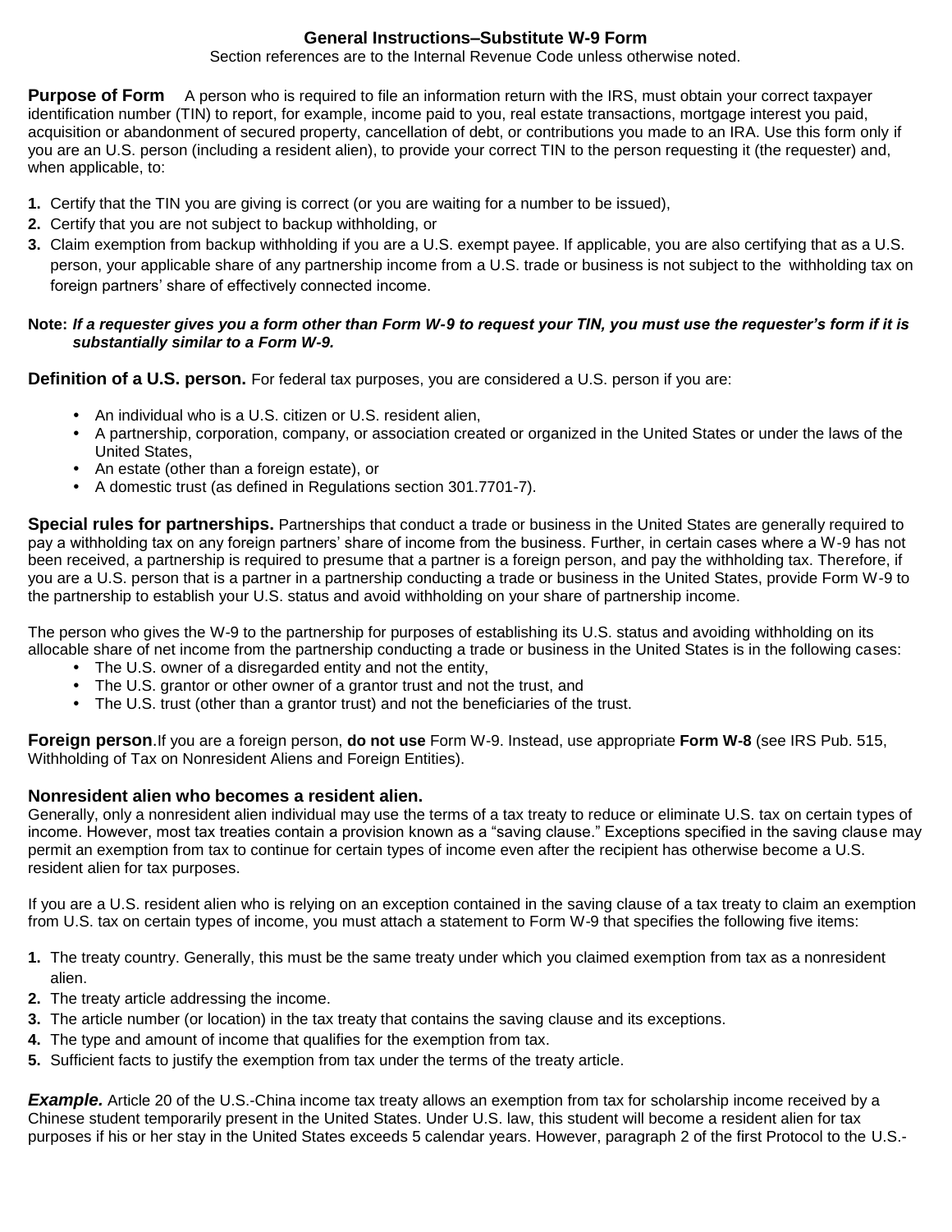# General Instructions–Substitute W-9 Form

Section references are to the Internal Revenue Code unless otherwise noted.

**Purpose of Form** A person who is required to file an information return with the IRS, must obtain your correct taxpayer identification number (TIN) to report, for example, income paid to you, real estate transactions, mortgage interest you paid, acquisition or abandonment of secured property, cancellation of debt, or contributions you made to an IRA. Use this form only if you are an U.S. person (including a resident alien), to provide your correct TIN to the person requesting it (the requester) and, when applicable, to:

1. Certify that the TIN you are giving is correct (or you are waiting for a number to be issued),
2. Certify that you are not subject to backup withholding, or
3. Claim exemption from backup withholding if you are a U.S. exempt payee. If applicable, you are also certifying that as a U.S. person, your applicable share of any partnership income from a U.S. trade or business is not subject to the withholding tax on foreign partners' share of effectively connected income.

**Note:** ***If a requester gives you a form other than Form W-9 to request your TIN, you must use the requester's form if it is substantially similar to a Form W-9.***

**Definition of a U.S. person.** For federal tax purposes, you are considered a U.S. person if you are:

- An individual who is a U.S. citizen or U.S. resident alien,
- A partnership, corporation, company, or association created or organized in the United States or under the laws of the United States,
- An estate (other than a foreign estate), or
- A domestic trust (as defined in Regulations section 301.7701-7).

**Special rules for partnerships.** Partnerships that conduct a trade or business in the United States are generally required to pay a withholding tax on any foreign partners' share of income from the business. Further, in certain cases where a W-9 has not been received, a partnership is required to presume that a partner is a foreign person, and pay the withholding tax. Therefore, if you are a U.S. person that is a partner in a partnership conducting a trade or business in the United States, provide Form W-9 to the partnership to establish your U.S. status and avoid withholding on your share of partnership income.

The person who gives the W-9 to the partnership for purposes of establishing its U.S. status and avoiding withholding on its allocable share of net income from the partnership conducting a trade or business in the United States is in the following cases:

- The U.S. owner of a disregarded entity and not the entity,
- The U.S. grantor or other owner of a grantor trust and not the trust, and
- The U.S. trust (other than a grantor trust) and not the beneficiaries of the trust.

**Foreign person**.If you are a foreign person, **do not use** Form W-9. Instead, use appropriate **Form W-8** (see IRS Pub. 515, Withholding of Tax on Nonresident Aliens and Foreign Entities).

**Nonresident alien who becomes a resident alien.**
Generally, only a nonresident alien individual may use the terms of a tax treaty to reduce or eliminate U.S. tax on certain types of income. However, most tax treaties contain a provision known as a "saving clause." Exceptions specified in the saving clause may permit an exemption from tax to continue for certain types of income even after the recipient has otherwise become a U.S. resident alien for tax purposes.

If you are a U.S. resident alien who is relying on an exception contained in the saving clause of a tax treaty to claim an exemption from U.S. tax on certain types of income, you must attach a statement to Form W-9 that specifies the following five items:

1. The treaty country. Generally, this must be the same treaty under which you claimed exemption from tax as a nonresident alien.
2. The treaty article addressing the income.
3. The article number (or location) in the tax treaty that contains the saving clause and its exceptions.
4. The type and amount of income that qualifies for the exemption from tax.
5. Sufficient facts to justify the exemption from tax under the terms of the treaty article.

***Example.*** Article 20 of the U.S.-China income tax treaty allows an exemption from tax for scholarship income received by a Chinese student temporarily present in the United States. Under U.S. law, this student will become a resident alien for tax purposes if his or her stay in the United States exceeds 5 calendar years. However, paragraph 2 of the first Protocol to the U.S.-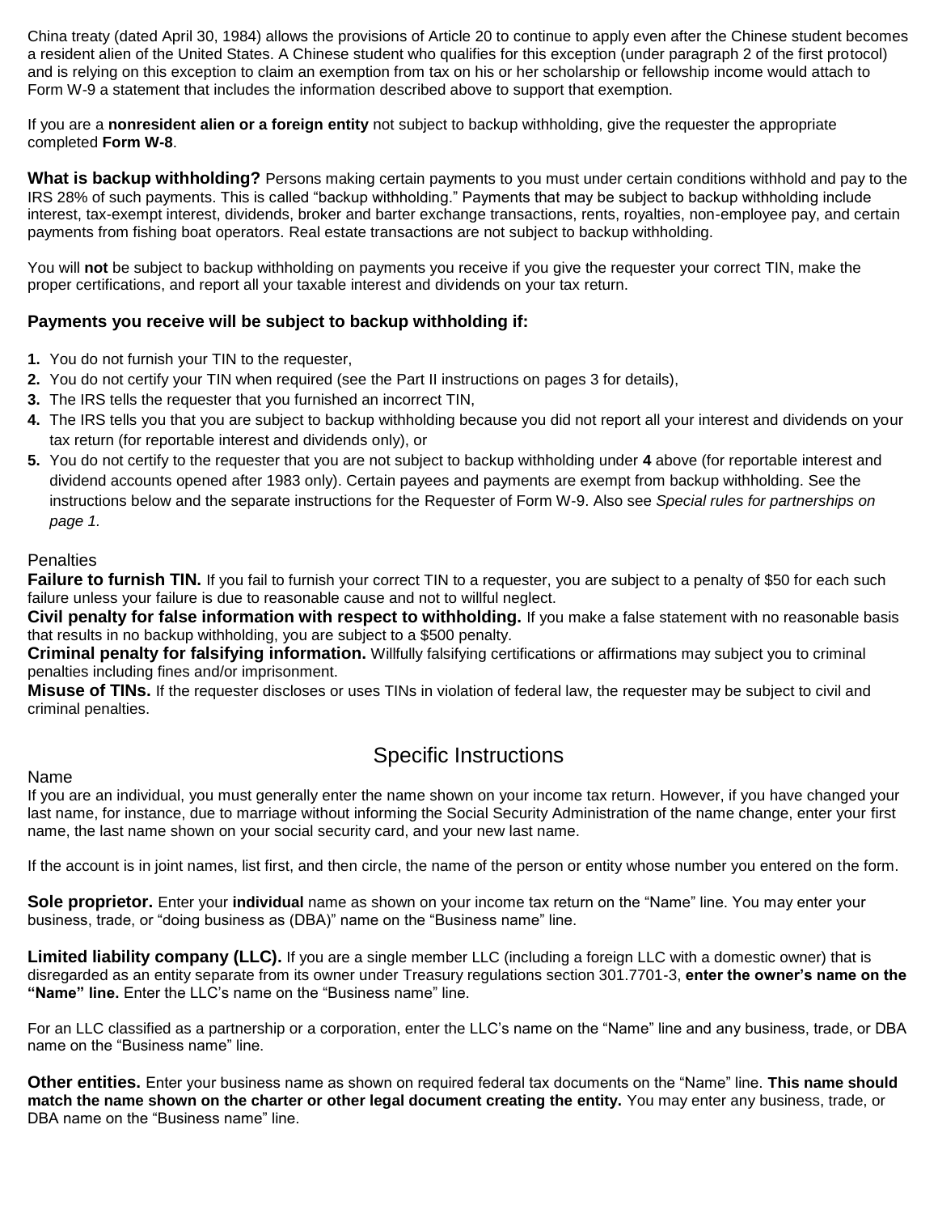China treaty (dated April 30, 1984) allows the provisions of Article 20 to continue to apply even after the Chinese student becomes a resident alien of the United States. A Chinese student who qualifies for this exception (under paragraph 2 of the first protocol) and is relying on this exception to claim an exemption from tax on his or her scholarship or fellowship income would attach to Form W-9 a statement that includes the information described above to support that exemption.

If you are a **nonresident alien or a foreign entity** not subject to backup withholding, give the requester the appropriate completed **Form W-8**.

**What is backup withholding?** Persons making certain payments to you must under certain conditions withhold and pay to the IRS 28% of such payments. This is called "backup withholding." Payments that may be subject to backup withholding include interest, tax-exempt interest, dividends, broker and barter exchange transactions, rents, royalties, non-employee pay, and certain payments from fishing boat operators. Real estate transactions are not subject to backup withholding.

You will **not** be subject to backup withholding on payments you receive if you give the requester your correct TIN, make the proper certifications, and report all your taxable interest and dividends on your tax return.

### Payments you receive will be subject to backup withholding if:

1. You do not furnish your TIN to the requester,
2. You do not certify your TIN when required (see the Part II instructions on pages 3 for details),
3. The IRS tells the requester that you furnished an incorrect TIN,
4. The IRS tells you that you are subject to backup withholding because you did not report all your interest and dividends on your tax return (for reportable interest and dividends only), or
5. You do not certify to the requester that you are not subject to backup withholding under **4** above (for reportable interest and dividend accounts opened after 1983 only). Certain payees and payments are exempt from backup withholding. See the instructions below and the separate instructions for the Requester of Form W-9. Also see *Special rules for partnerships on page 1.*

### Penalties

**Failure to furnish TIN.** If you fail to furnish your correct TIN to a requester, you are subject to a penalty of $50 for each such failure unless your failure is due to reasonable cause and not to willful neglect.
**Civil penalty for false information with respect to withholding.** If you make a false statement with no reasonable basis that results in no backup withholding, you are subject to a $500 penalty.
**Criminal penalty for falsifying information.** Willfully falsifying certifications or affirmations may subject you to criminal penalties including fines and/or imprisonment.
**Misuse of TINs.** If the requester discloses or uses TINs in violation of federal law, the requester may be subject to civil and criminal penalties.

## Specific Instructions

### Name

If you are an individual, you must generally enter the name shown on your income tax return. However, if you have changed your last name, for instance, due to marriage without informing the Social Security Administration of the name change, enter your first name, the last name shown on your social security card, and your new last name.

If the account is in joint names, list first, and then circle, the name of the person or entity whose number you entered on the form.

**Sole proprietor.** Enter your **individual** name as shown on your income tax return on the "Name" line. You may enter your business, trade, or "doing business as (DBA)" name on the "Business name" line.

**Limited liability company (LLC).** If you are a single member LLC (including a foreign LLC with a domestic owner) that is disregarded as an entity separate from its owner under Treasury regulations section 301.7701-3, **enter the owner's name on the "Name" line.** Enter the LLC's name on the "Business name" line.

For an LLC classified as a partnership or a corporation, enter the LLC's name on the "Name" line and any business, trade, or DBA name on the "Business name" line.

**Other entities.** Enter your business name as shown on required federal tax documents on the "Name" line. **This name should match the name shown on the charter or other legal document creating the entity.** You may enter any business, trade, or DBA name on the "Business name" line.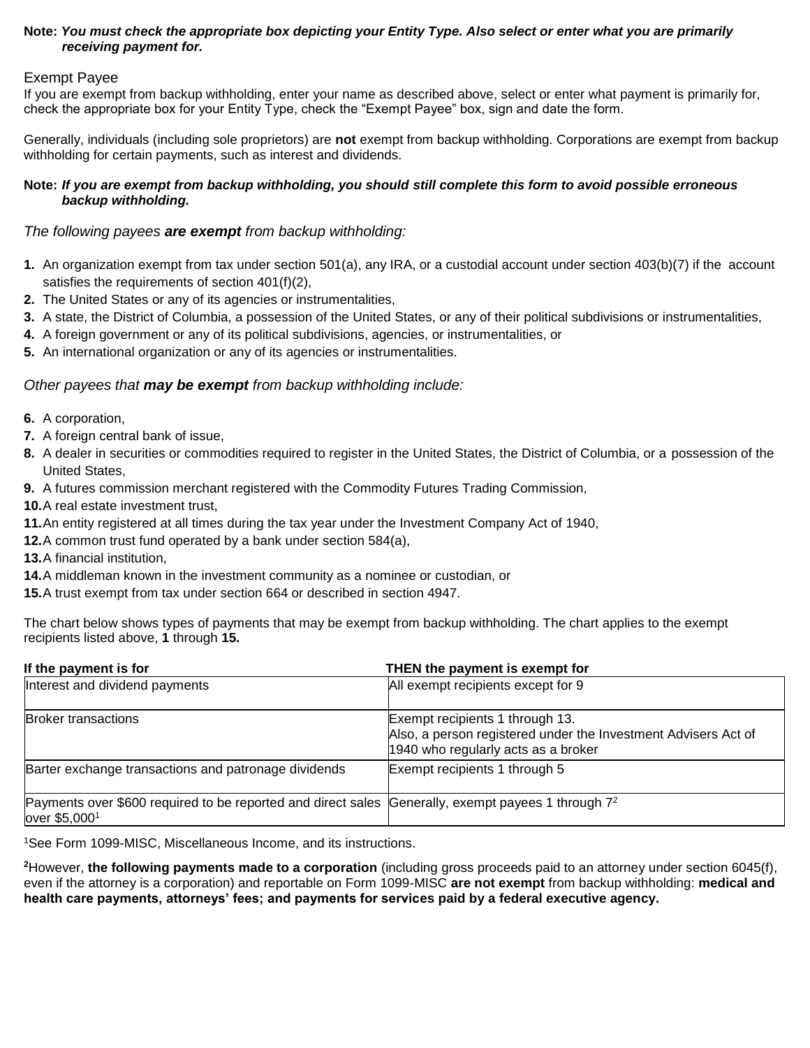**Note:** ***You must check the appropriate box depicting your Entity Type. Also select or enter what you are primarily receiving payment for.***

## Exempt Payee

If you are exempt from backup withholding, enter your name as described above, select or enter what payment is primarily for, check the appropriate box for your Entity Type, check the "Exempt Payee" box, sign and date the form.

Generally, individuals (including sole proprietors) are **not** exempt from backup withholding. Corporations are exempt from backup withholding for certain payments, such as interest and dividends.

**Note:** ***If you are exempt from backup withholding, you should still complete this form to avoid possible erroneous backup withholding.***

*The following payees **are exempt** from backup withholding:*

**1.** An organization exempt from tax under section 501(a), any IRA, or a custodial account under section 403(b)(7) if the account satisfies the requirements of section 401(f)(2),
**2.** The United States or any of its agencies or instrumentalities,
**3.** A state, the District of Columbia, a possession of the United States, or any of their political subdivisions or instrumentalities,
**4.** A foreign government or any of its political subdivisions, agencies, or instrumentalities, or
**5.** An international organization or any of its agencies or instrumentalities.

*Other payees that **may be exempt** from backup withholding include:*

**6.** A corporation,
**7.** A foreign central bank of issue,
**8.** A dealer in securities or commodities required to register in the United States, the District of Columbia, or a possession of the United States,
**9.** A futures commission merchant registered with the Commodity Futures Trading Commission,
**10.** A real estate investment trust,
**11.** An entity registered at all times during the tax year under the Investment Company Act of 1940,
**12.** A common trust fund operated by a bank under section 584(a),
**13.** A financial institution,
**14.** A middleman known in the investment community as a nominee or custodian, or
**15.** A trust exempt from tax under section 664 or described in section 4947.

The chart below shows types of payments that may be exempt from backup withholding. The chart applies to the exempt recipients listed above, **1** through **15.**

| If the payment is for | THEN the payment is exempt for |
|---|---|
| Interest and dividend payments | All exempt recipients except for 9 |
| Broker transactions | Exempt recipients 1 through 13. Also, a person registered under the Investment Advisers Act of 1940 who regularly acts as a broker |
| Barter exchange transactions and patronage dividends | Exempt recipients 1 through 5 |
| Payments over \$600 required to be reported and direct sales over \$5,000[1] | Generally, exempt payees 1 through 7[2] |

[1]See Form 1099-MISC, Miscellaneous Income, and its instructions.

**[2]**However, **the following payments made to a corporation** (including gross proceeds paid to an attorney under section 6045(f), even if the attorney is a corporation) and reportable on Form 1099-MISC **are not exempt** from backup withholding: **medical and health care payments, attorneys' fees; and payments for services paid by a federal executive agency.**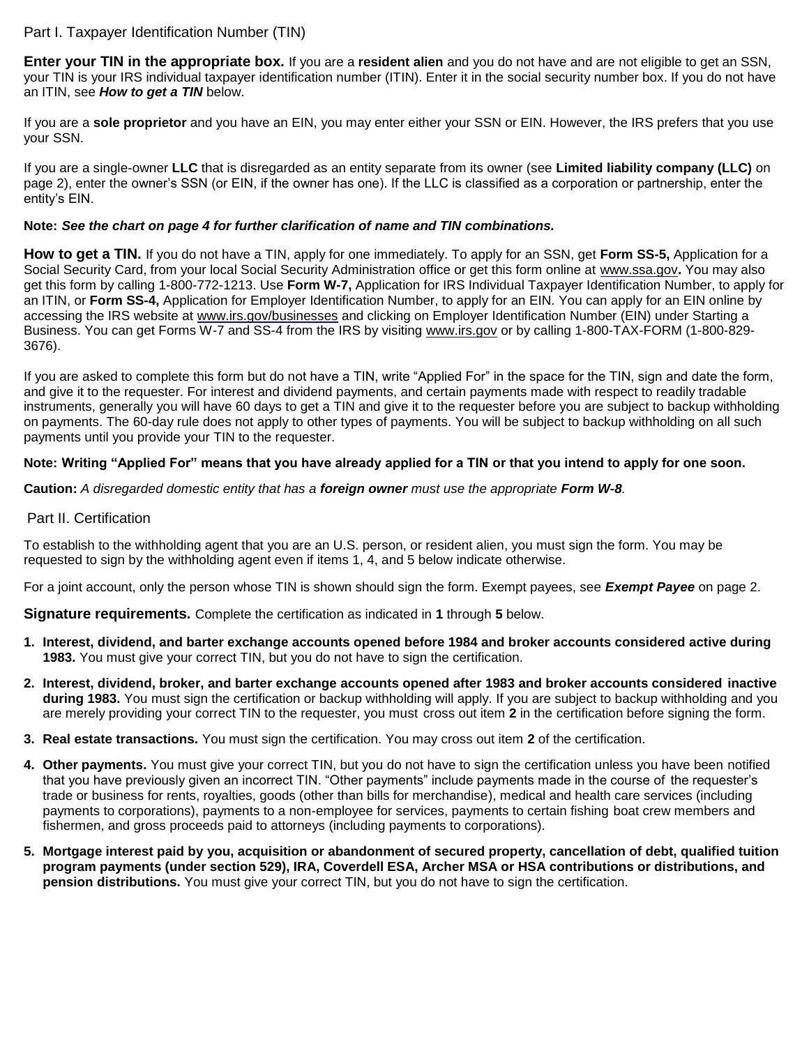## Part I. Taxpayer Identification Number (TIN)

**Enter your TIN in the appropriate box.** If you are a **resident alien** and you do not have and are not eligible to get an SSN, your TIN is your IRS individual taxpayer identification number (ITIN). Enter it in the social security number box. If you do not have an ITIN, see ***How to get a TIN*** below.

If you are a **sole proprietor** and you have an EIN, you may enter either your SSN or EIN. However, the IRS prefers that you use your SSN.

If you are a single-owner **LLC** that is disregarded as an entity separate from its owner (see **Limited liability company (LLC)** on page 2), enter the owner's SSN (or EIN, if the owner has one). If the LLC is classified as a corporation or partnership, enter the entity's EIN.

**Note:** ***See the chart on page 4 for further clarification of name and TIN combinations.***

**How to get a TIN.** If you do not have a TIN, apply for one immediately. To apply for an SSN, get **Form SS-5,** Application for a Social Security Card, from your local Social Security Administration office or get this form online at www.ssa.gov**.** You may also get this form by calling 1-800-772-1213. Use **Form W-7,** Application for IRS Individual Taxpayer Identification Number, to apply for an ITIN, or **Form SS-4,** Application for Employer Identification Number, to apply for an EIN. You can apply for an EIN online by accessing the IRS website at www.irs.gov/businesses and clicking on Employer Identification Number (EIN) under Starting a Business. You can get Forms W-7 and SS-4 from the IRS by visiting www.irs.gov or by calling 1-800-TAX-FORM (1-800-829-3676).

If you are asked to complete this form but do not have a TIN, write "Applied For" in the space for the TIN, sign and date the form, and give it to the requester. For interest and dividend payments, and certain payments made with respect to readily tradable instruments, generally you will have 60 days to get a TIN and give it to the requester before you are subject to backup withholding on payments. The 60-day rule does not apply to other types of payments. You will be subject to backup withholding on all such payments until you provide your TIN to the requester.

**Note: Writing "Applied For" means that you have already applied for a TIN or that you intend to apply for one soon.**

**Caution:** *A disregarded domestic entity that has a* ***foreign owner*** *must use the appropriate* ***Form W-8****.*

## Part II. Certification

To establish to the withholding agent that you are an U.S. person, or resident alien, you must sign the form. You may be requested to sign by the withholding agent even if items 1, 4, and 5 below indicate otherwise.

For a joint account, only the person whose TIN is shown should sign the form. Exempt payees, see ***Exempt Payee*** on page 2.

**Signature requirements.** Complete the certification as indicated in **1** through **5** below.

1. **Interest, dividend, and barter exchange accounts opened before 1984 and broker accounts considered active during 1983.** You must give your correct TIN, but you do not have to sign the certification.
2. **Interest, dividend, broker, and barter exchange accounts opened after 1983 and broker accounts considered inactive during 1983.** You must sign the certification or backup withholding will apply. If you are subject to backup withholding and you are merely providing your correct TIN to the requester, you must cross out item **2** in the certification before signing the form.
3. **Real estate transactions.** You must sign the certification. You may cross out item **2** of the certification.
4. **Other payments.** You must give your correct TIN, but you do not have to sign the certification unless you have been notified that you have previously given an incorrect TIN. "Other payments" include payments made in the course of the requester's trade or business for rents, royalties, goods (other than bills for merchandise), medical and health care services (including payments to corporations), payments to a non-employee for services, payments to certain fishing boat crew members and fishermen, and gross proceeds paid to attorneys (including payments to corporations).
5. **Mortgage interest paid by you, acquisition or abandonment of secured property, cancellation of debt, qualified tuition program payments (under section 529), IRA, Coverdell ESA, Archer MSA or HSA contributions or distributions, and pension distributions.** You must give your correct TIN, but you do not have to sign the certification.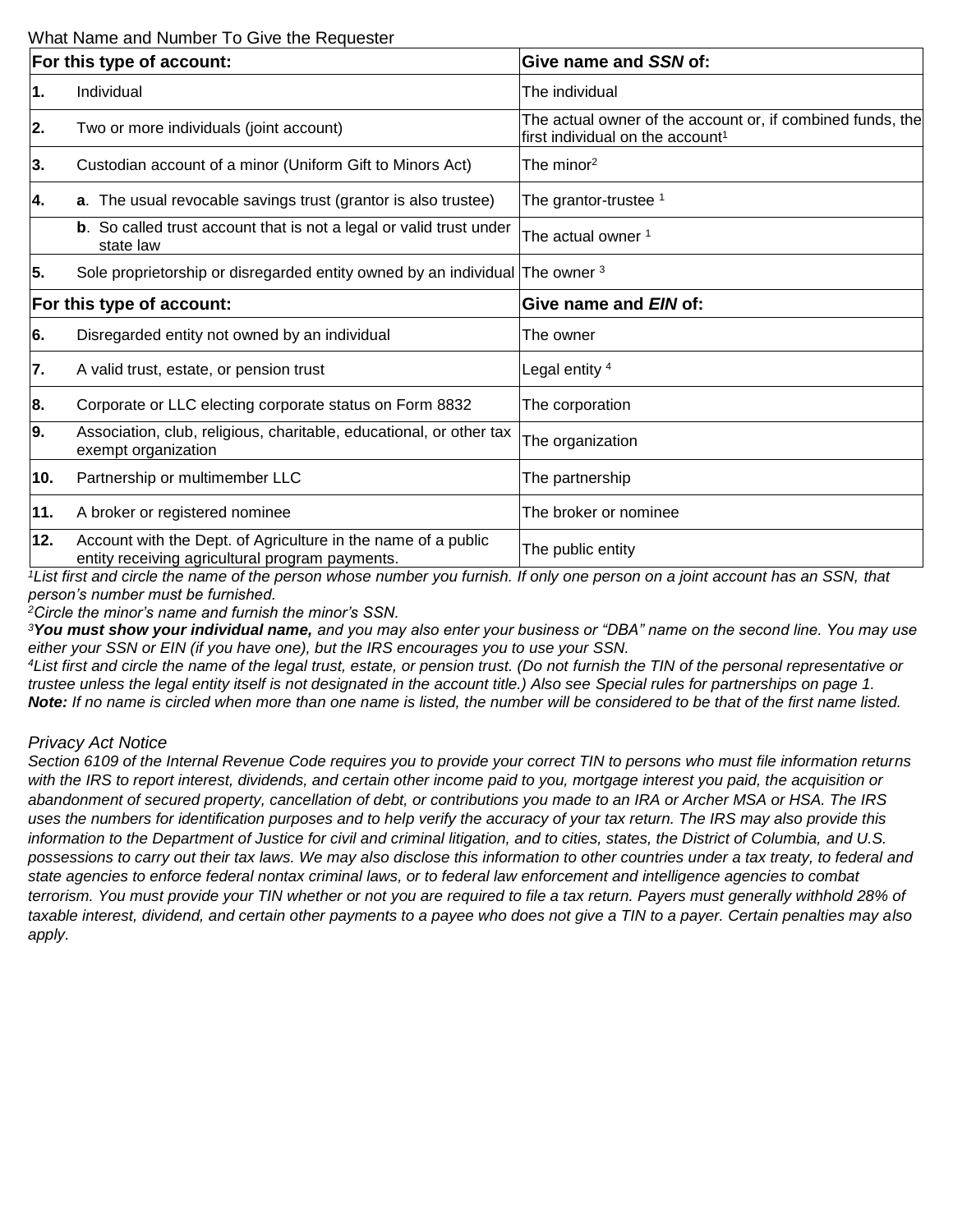What Name and Number To Give the Requester

| For this type of account: | | Give name and *SSN* of: |
|---|---|---|
| **1.** | Individual | The individual |
| **2.** | Two or more individuals (joint account) | The actual owner of the account or, if combined funds, the first individual on the account[1] |
| **3.** | Custodian account of a minor (Uniform Gift to Minors Act) | The minor[2] |
| **4.** | **a**. The usual revocable savings trust (grantor is also trustee) | The grantor-trustee [1] |
| | **b**. So called trust account that is not a legal or valid trust under state law | The actual owner [1] |
| **5.** | Sole proprietorship or disregarded entity owned by an individual | The owner [3] |
| **For this type of account:** | | **Give name and *EIN* of:** |
| **6.** | Disregarded entity not owned by an individual | The owner |
| **7.** | A valid trust, estate, or pension trust | Legal entity [4] |
| **8.** | Corporate or LLC electing corporate status on Form 8832 | The corporation |
| **9.** | Association, club, religious, charitable, educational, or other tax exempt organization | The organization |
| **10.** | Partnership or multimember LLC | The partnership |
| **11.** | A broker or registered nominee | The broker or nominee |
| **12.** | Account with the Dept. of Agriculture in the name of a public entity receiving agricultural program payments. | The public entity |

[1]*List first and circle the name of the person whose number you furnish. If only one person on a joint account has an SSN, that person's number must be furnished.*
[2]*Circle the minor's name and furnish the minor's SSN.*
[3]***You must show your individual name,** and you may also enter your business or "DBA" name on the second line. You may use either your SSN or EIN (if you have one), but the IRS encourages you to use your SSN.*
[4]*List first and circle the name of the legal trust, estate, or pension trust. (Do not furnish the TIN of the personal representative or trustee unless the legal entity itself is not designated in the account title.) Also see Special rules for partnerships on page 1.*
***Note:** If no name is circled when more than one name is listed, the number will be considered to be that of the first name listed.*

*Privacy Act Notice*
*Section 6109 of the Internal Revenue Code requires you to provide your correct TIN to persons who must file information returns with the IRS to report interest, dividends, and certain other income paid to you, mortgage interest you paid, the acquisition or abandonment of secured property, cancellation of debt, or contributions you made to an IRA or Archer MSA or HSA. The IRS uses the numbers for identification purposes and to help verify the accuracy of your tax return. The IRS may also provide this information to the Department of Justice for civil and criminal litigation, and to cities, states, the District of Columbia, and U.S. possessions to carry out their tax laws. We may also disclose this information to other countries under a tax treaty, to federal and state agencies to enforce federal nontax criminal laws, or to federal law enforcement and intelligence agencies to combat terrorism. You must provide your TIN whether or not you are required to file a tax return. Payers must generally withhold 28% of taxable interest, dividend, and certain other payments to a payee who does not give a TIN to a payer. Certain penalties may also apply.*